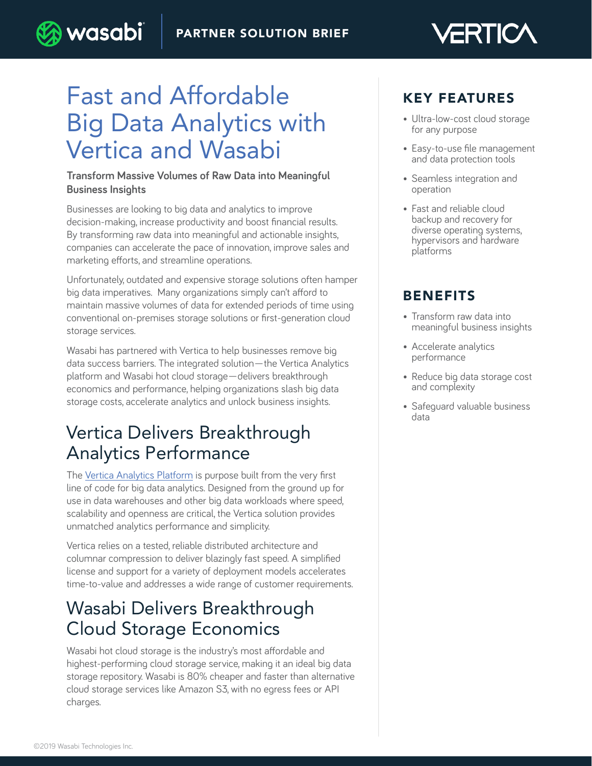PARTNER SOLUTION BRIEF

# Fast and Affordable Big Data Analytics with Vertica and Wasabi

**Transform Massive Volumes of Raw Data into Meaningful Business Insights**

Businesses are looking to big data and analytics to improve decision-making, increase productivity and boost financial results. By transforming raw data into meaningful and actionable insights, companies can accelerate the pace of innovation, improve sales and marketing efforts, and streamline operations.

Unfortunately, outdated and expensive storage solutions often hamper big data imperatives. Many organizations simply can't afford to maintain massive volumes of data for extended periods of time using conventional on-premises storage solutions or first-generation cloud storage services.

Wasabi has partnered with Vertica to help businesses remove big data success barriers. The integrated solution—the Vertica Analytics platform and Wasabi hot cloud storage—delivers breakthrough economics and performance, helping organizations slash big data storage costs, accelerate analytics and unlock business insights.

## Vertica Delivers Breakthrough Analytics Performance

The Vertica Analytics Platform is purpose built from the very first line of code for big data analytics. Designed from the ground up for use in data warehouses and other big data workloads where speed, scalability and openness are critical, the Vertica solution provides unmatched analytics performance and simplicity.

Vertica relies on a tested, reliable distributed architecture and columnar compression to deliver blazingly fast speed. A simplified license and support for a variety of deployment models accelerates time-to-value and addresses a wide range of customer requirements.

## Wasabi Delivers Breakthrough Cloud Storage Economics

Wasabi hot cloud storage is the industry's most affordable and highest-performing cloud storage service, making it an ideal big data storage repository. Wasabi is 80% cheaper and faster than alternative cloud storage services like Amazon S3, with no egress fees or API charges.

## KEY FEATURES

- Ultra-low-cost cloud storage for any purpose
- Easy-to-use file management and data protection tools
- Seamless integration and operation
- Fast and reliable cloud backup and recovery for diverse operating systems, hypervisors and hardware platforms

## BENEFITS

- Transform raw data into meaningful business insights
- Accelerate analytics performance
- Reduce big data storage cost and complexity
- Safeguard valuable business data

©2019 Wasabi Technologies Inc.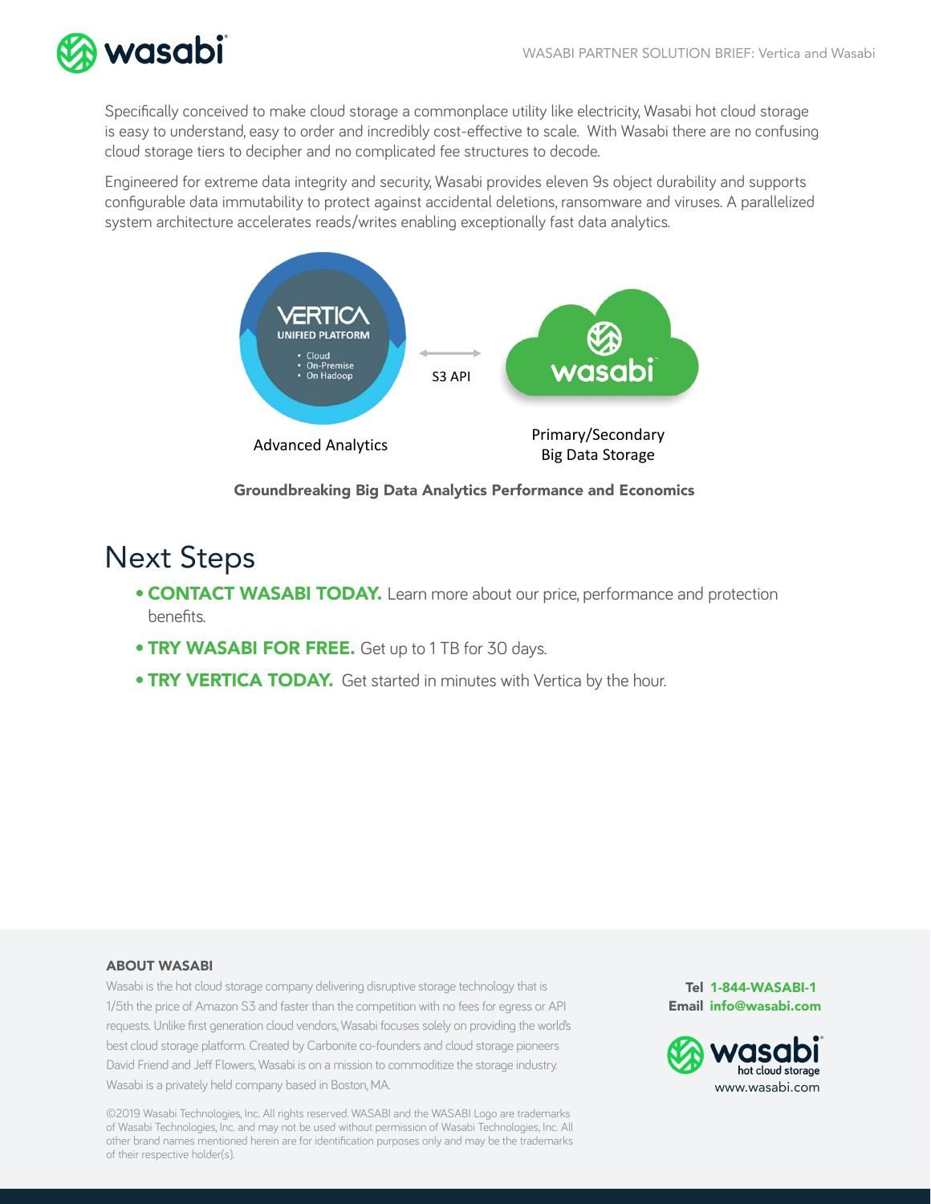Specifically conceived to make cloud storage a commonplace utility like electricity, Wasabi hot cloud storage is easy to understand, easy to order and incredibly cost-effective to scale. With Wasabi there are no confusing cloud storage tiers to decipher and no complicated fee structures to decode.

Engineered for extreme data integrity and security, Wasabi provides eleven 9s object durability and supports configurable data immutability to protect against accidental deletions, ransomware and viruses. A parallelized system architecture accelerates reads/writes enabling exceptionally fast data analytics.

VERTICA
UNIFIED PLATFORM
- Cloud
- On-Premise
- On Hadoop

Advanced Analytics

S3 API

wasabi

Primary/Secondary Big Data Storage

**Groundbreaking Big Data Analytics Performance and Economics**

# Next Steps

- **CONTACT WASABI TODAY.** Learn more about our price, performance and protection benefits.
- **TRY WASABI FOR FREE.** Get up to 1 TB for 30 days.
- **TRY VERTICA TODAY.** Get started in minutes with Vertica by the hour.

### ABOUT WASABI

Wasabi is the hot cloud storage company delivering disruptive storage technology that is 1/5th the price of Amazon S3 and faster than the competition with no fees for egress or API requests. Unlike first generation cloud vendors, Wasabi focuses solely on providing the world's best cloud storage platform. Created by Carbonite co-founders and cloud storage pioneers David Friend and Jeff Flowers, Wasabi is on a mission to commoditize the storage industry. Wasabi is a privately held company based in Boston, MA.

©2019 Wasabi Technologies, Inc. All rights reserved. WASABI and the WASABI Logo are trademarks of Wasabi Technologies, Inc. and may not be used without permission of Wasabi Technologies, Inc. All other brand names mentioned herein are for identification purposes only and may be the trademarks of their respective holder(s).

**Tel** 1-844-WASABI-1
**Email** info@wasabi.com

wasabi
hot cloud storage
www.wasabi.com